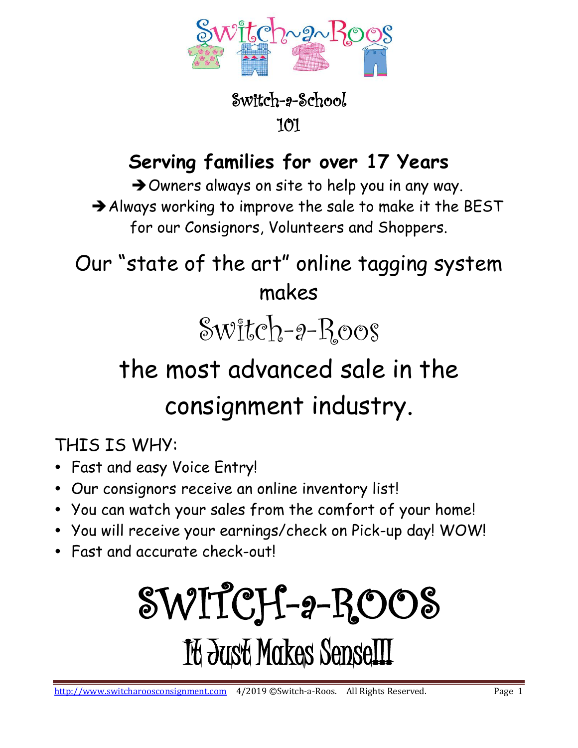# Switch-a-Roos

## Switch-a-School 101

## Serving families for over 17 Years

➔ Owners always on site to help you in any way.

➔ Always working to improve the sale to make it the BEST for our Consignors, Volunteers and Shoppers.

Our "state of the art" online tagging system makes

Switch-a-Roos

the most advanced sale in the consignment industry.

THIS IS WHY:

- Fast and easy Voice Entry!
- Our consignors receive an online inventory list!
- You can watch your sales from the comfort of your home!
- You will receive your earnings/check on Pick-up day! WOW!
- Fast and accurate check-out!

# SWITCH-a-ROOS

## It Just Makes Sense!!!

http://www.switcharoosconsignment.com 4/2019 ©Switch-a-Roos. All Rights Reserved.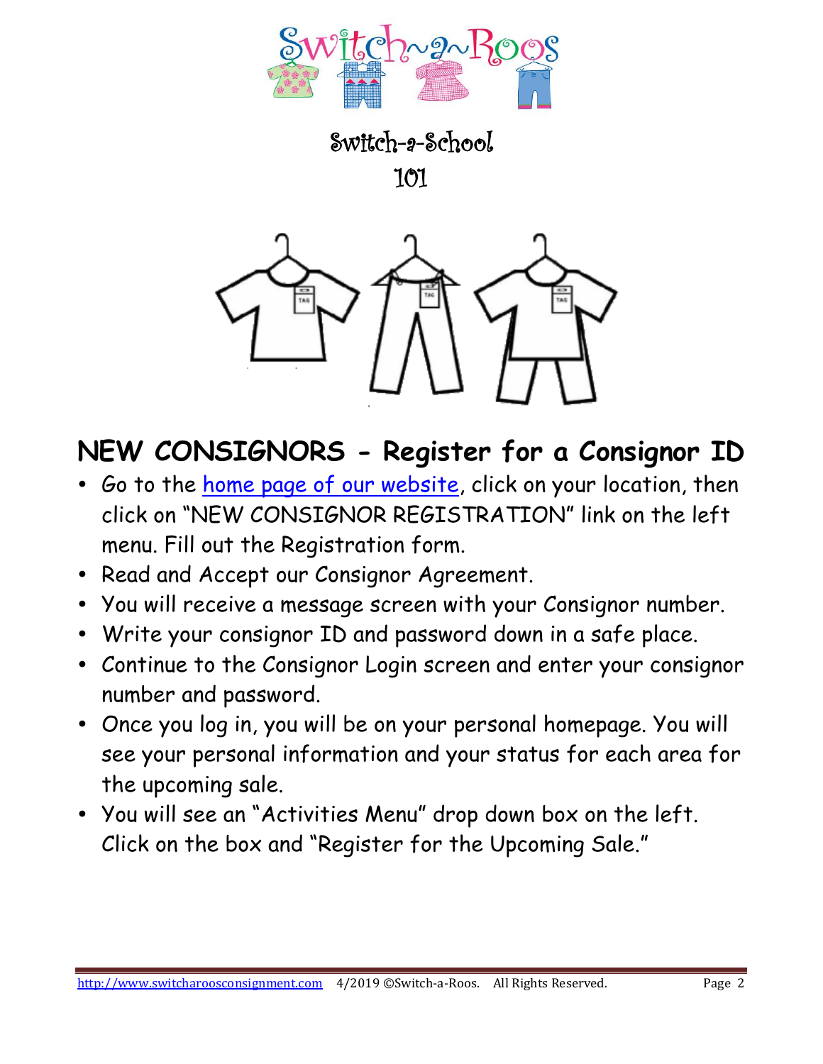Switch-a-Roos

Switch-a-School

101

## NEW CONSIGNORS - Register for a Consignor ID

- Go to the home page of our website, click on your location, then click on "NEW CONSIGNOR REGISTRATION" link on the left menu. Fill out the Registration form.
- Read and Accept our Consignor Agreement.
- You will receive a message screen with your Consignor number.
- Write your consignor ID and password down in a safe place.
- Continue to the Consignor Login screen and enter your consignor number and password.
- Once you log in, you will be on your personal homepage. You will see your personal information and your status for each area for the upcoming sale.
- You will see an "Activities Menu" drop down box on the left. Click on the box and "Register for the Upcoming Sale."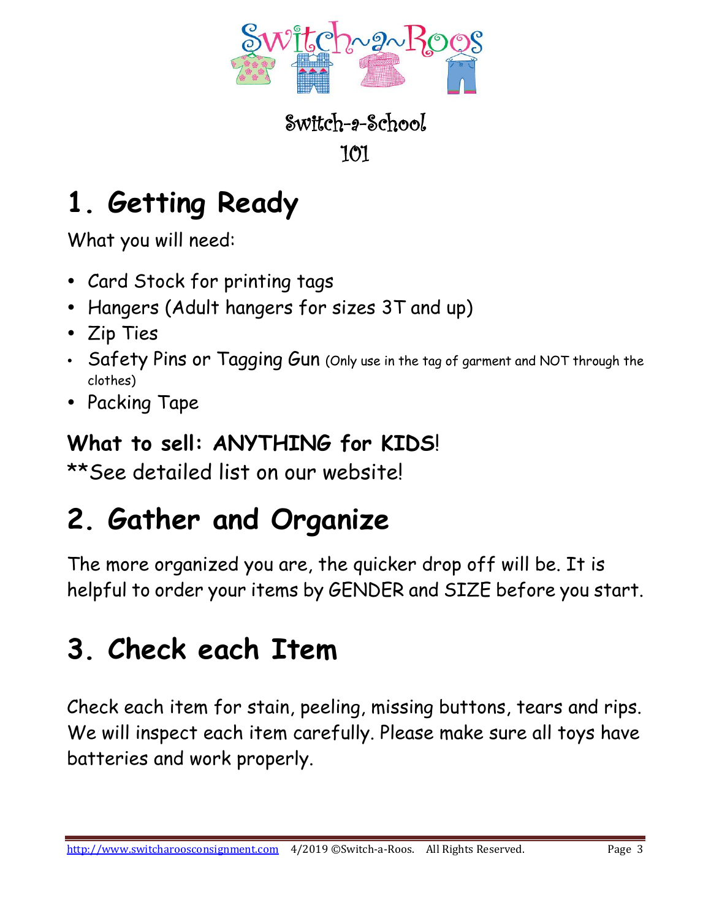Switch-a-School

101

# 1. Getting Ready

What you will need:

- Card Stock for printing tags
- Hangers (Adult hangers for sizes 3T and up)
- Zip Ties
- Safety Pins or Tagging Gun (Only use in the tag of garment and NOT through the clothes)
- Packing Tape

**What to sell: ANYTHING for KIDS!**

**See detailed list on our website!

# 2. Gather and Organize

The more organized you are, the quicker drop off will be. It is helpful to order your items by GENDER and SIZE before you start.

# 3. Check each Item

Check each item for stain, peeling, missing buttons, tears and rips. We will inspect each item carefully. Please make sure all toys have batteries and work properly.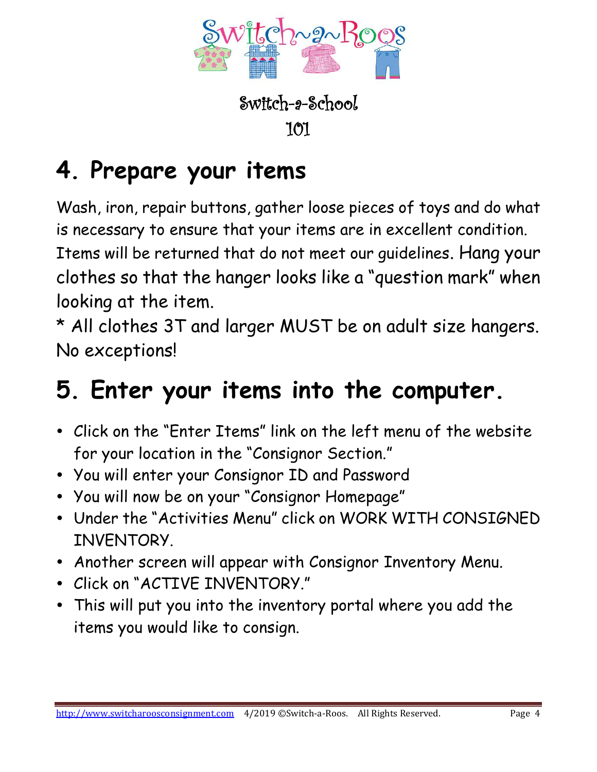Switch-a-School

101

## 4. Prepare your items

Wash, iron, repair buttons, gather loose pieces of toys and do what is necessary to ensure that your items are in excellent condition. Items will be returned that do not meet our guidelines. Hang your clothes so that the hanger looks like a "question mark" when looking at the item.

* All clothes 3T and larger MUST be on adult size hangers. No exceptions!

## 5. Enter your items into the computer.

- Click on the "Enter Items" link on the left menu of the website for your location in the "Consignor Section."
- You will enter your Consignor ID and Password
- You will now be on your "Consignor Homepage"
- Under the "Activities Menu" click on WORK WITH CONSIGNED INVENTORY.
- Another screen will appear with Consignor Inventory Menu.
- Click on "ACTIVE INVENTORY."
- This will put you into the inventory portal where you add the items you would like to consign.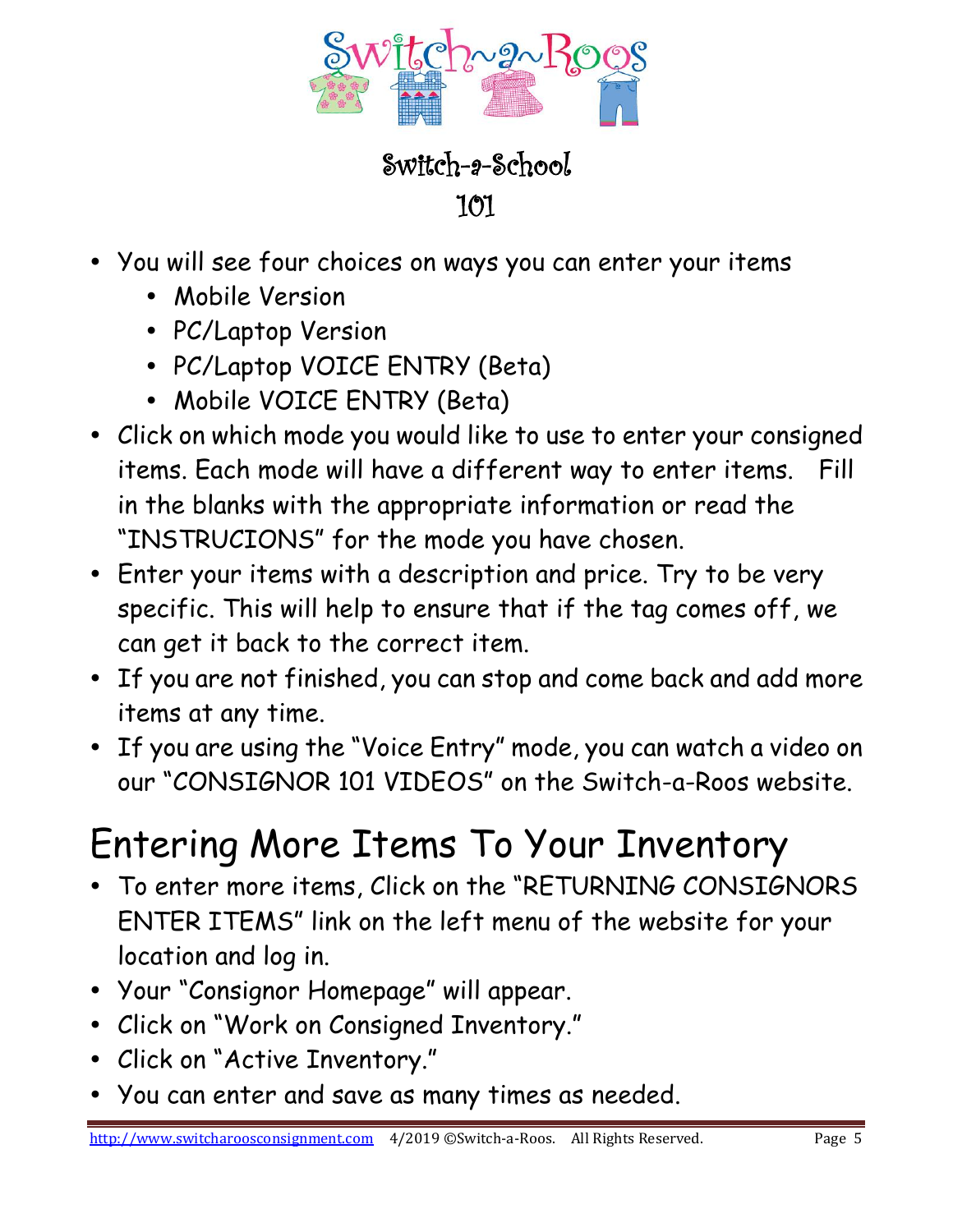Switch-a-School

101

- You will see four choices on ways you can enter your items
  - Mobile Version
  - PC/Laptop Version
  - PC/Laptop VOICE ENTRY (Beta)
  - Mobile VOICE ENTRY (Beta)
- Click on which mode you would like to use to enter your consigned items. Each mode will have a different way to enter items. Fill in the blanks with the appropriate information or read the "INSTRUCIONS" for the mode you have chosen.
- Enter your items with a description and price. Try to be very specific. This will help to ensure that if the tag comes off, we can get it back to the correct item.
- If you are not finished, you can stop and come back and add more items at any time.
- If you are using the "Voice Entry" mode, you can watch a video on our "CONSIGNOR 101 VIDEOS" on the Switch-a-Roos website.

# Entering More Items To Your Inventory

- To enter more items, Click on the "RETURNING CONSIGNORS ENTER ITEMS" link on the left menu of the website for your location and log in.
- Your "Consignor Homepage" will appear.
- Click on "Work on Consigned Inventory."
- Click on "Active Inventory."
- You can enter and save as many times as needed.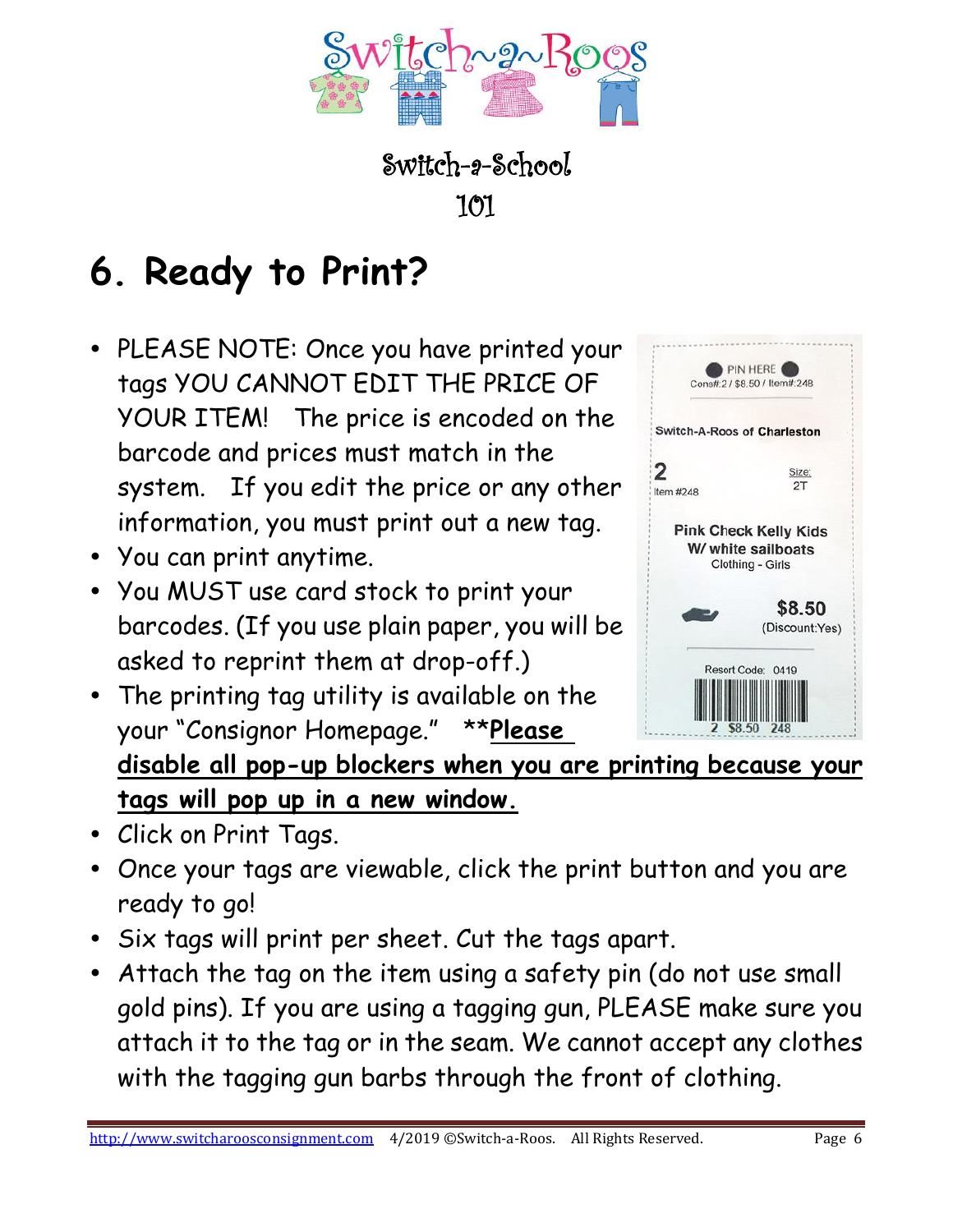Switch-a-School

101

# 6. Ready to Print?

- PLEASE NOTE: Once you have printed your tags YOU CANNOT EDIT THE PRICE OF YOUR ITEM! The price is encoded on the barcode and prices must match in the system. If you edit the price or any other information, you must print out a new tag.
- You can print anytime.
- You MUST use card stock to print your barcodes. (If you use plain paper, you will be asked to reprint them at drop-off.)
- The printing tag utility is available on the your "Consignor Homepage." ****Please disable all pop-up blockers when you are printing because your tags will pop up in a new window.**
- Click on Print Tags.
- Once your tags are viewable, click the print button and you are ready to go!
- Six tags will print per sheet. Cut the tags apart.
- Attach the tag on the item using a safety pin (do not use small gold pins). If you are using a tagging gun, PLEASE make sure you attach it to the tag or in the seam. We cannot accept any clothes with the tagging gun barbs through the front of clothing.

http://www.switcharoosconsignment.com 4/2019 ©Switch-a-Roos. All Rights Reserved.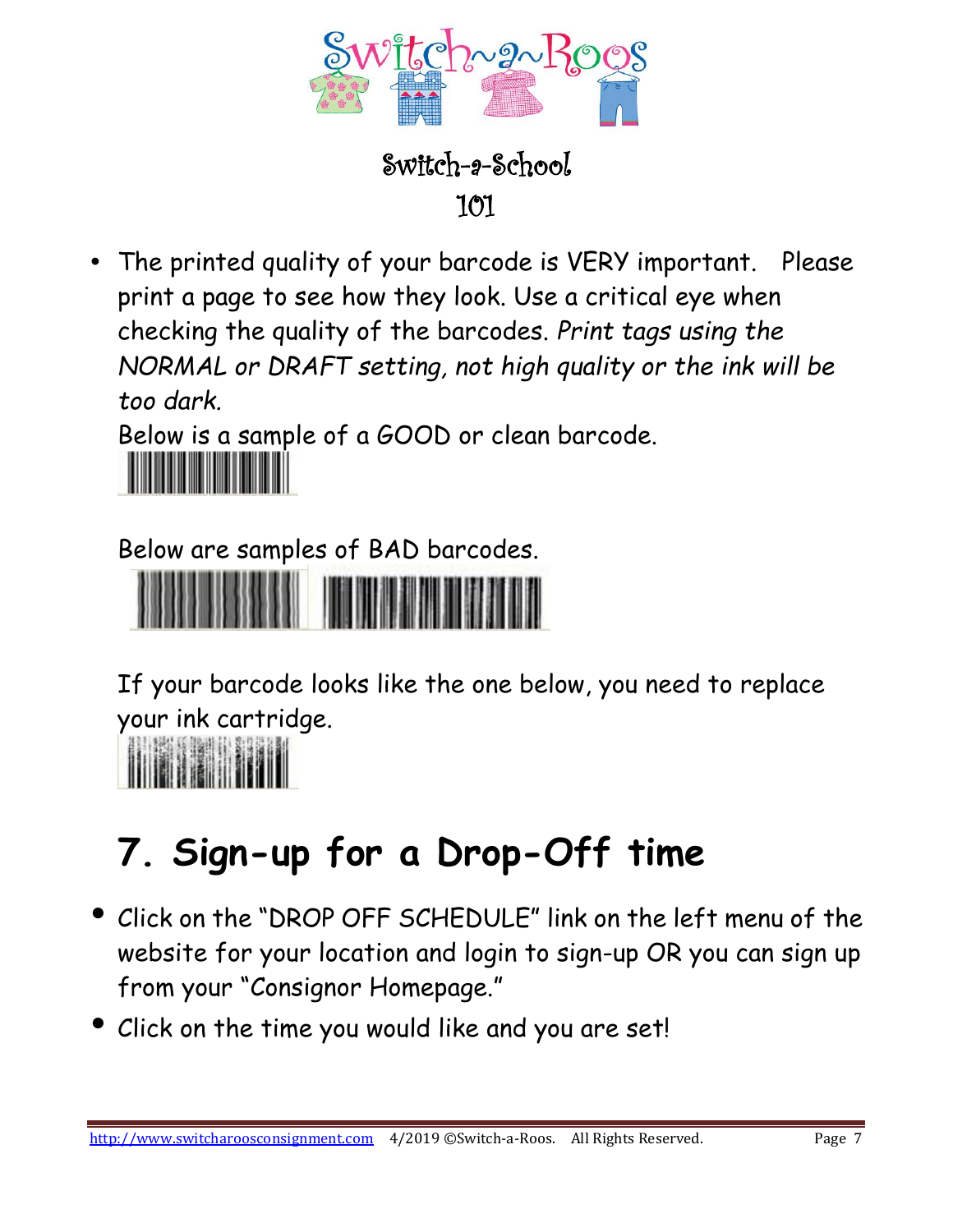# Switch-a-School 101

- The printed quality of your barcode is VERY important. Please print a page to see how they look. Use a critical eye when checking the quality of the barcodes. *Print tags using the NORMAL or DRAFT setting, not high quality or the ink will be too dark.*

  Below is a sample of a GOOD or clean barcode.

  Below are samples of BAD barcodes.

  If your barcode looks like the one below, you need to replace your ink cartridge.

## 7. Sign-up for a Drop-Off time

- Click on the "DROP OFF SCHEDULE" link on the left menu of the website for your location and login to sign-up OR you can sign up from your "Consignor Homepage."
- Click on the time you would like and you are set!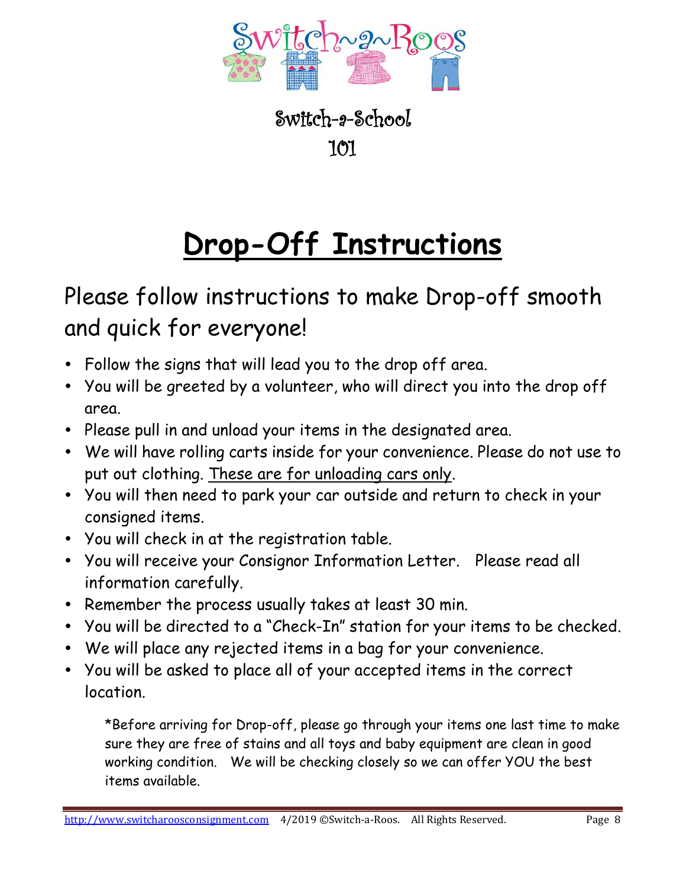Switch-a-School

101

# Drop-Off Instructions

## Please follow instructions to make Drop-off smooth and quick for everyone!

- Follow the signs that will lead you to the drop off area.
- You will be greeted by a volunteer, who will direct you into the drop off area.
- Please pull in and unload your items in the designated area.
- We will have rolling carts inside for your convenience. Please do not use to put out clothing. These are for unloading cars only.
- You will then need to park your car outside and return to check in your consigned items.
- You will check in at the registration table.
- You will receive your Consignor Information Letter. Please read all information carefully.
- Remember the process usually takes at least 30 min.
- You will be directed to a "Check-In" station for your items to be checked.
- We will place any rejected items in a bag for your convenience.
- You will be asked to place all of your accepted items in the correct location.

*Before arriving for Drop-off, please go through your items one last time to make sure they are free of stains and all toys and baby equipment are clean in good working condition. We will be checking closely so we can offer YOU the best items available.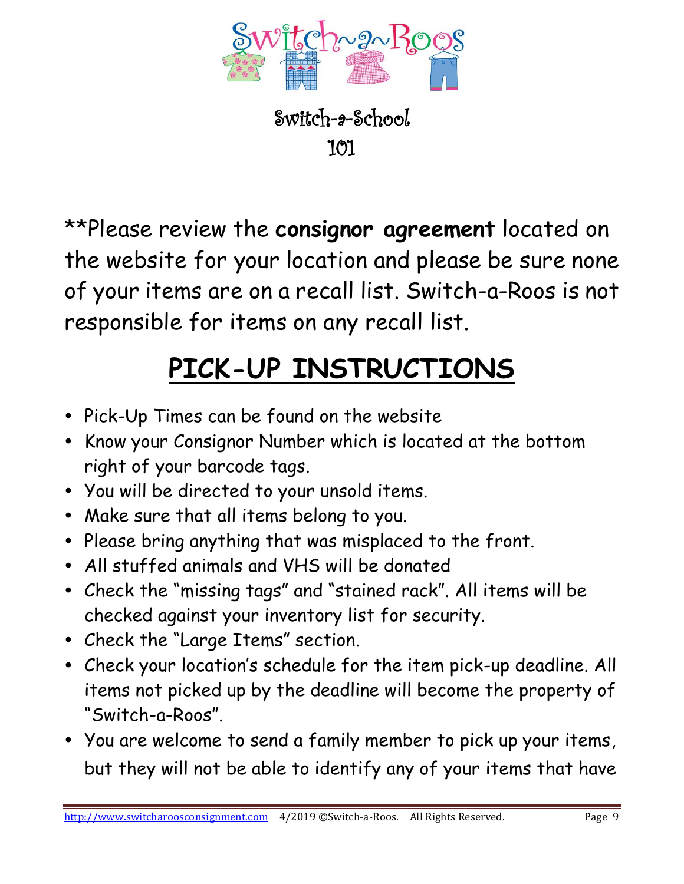Switch-a-School

101

**Please review the **consignor agreement** located on the website for your location and please be sure none of your items are on a recall list. Switch-a-Roos is not responsible for items on any recall list.

## PICK-UP INSTRUCTIONS

- Pick-Up Times can be found on the website
- Know your Consignor Number which is located at the bottom right of your barcode tags.
- You will be directed to your unsold items.
- Make sure that all items belong to you.
- Please bring anything that was misplaced to the front.
- All stuffed animals and VHS will be donated
- Check the "missing tags" and "stained rack". All items will be checked against your inventory list for security.
- Check the "Large Items" section.
- Check your location's schedule for the item pick-up deadline. All items not picked up by the deadline will become the property of "Switch-a-Roos".
- You are welcome to send a family member to pick up your items, but they will not be able to identify any of your items that have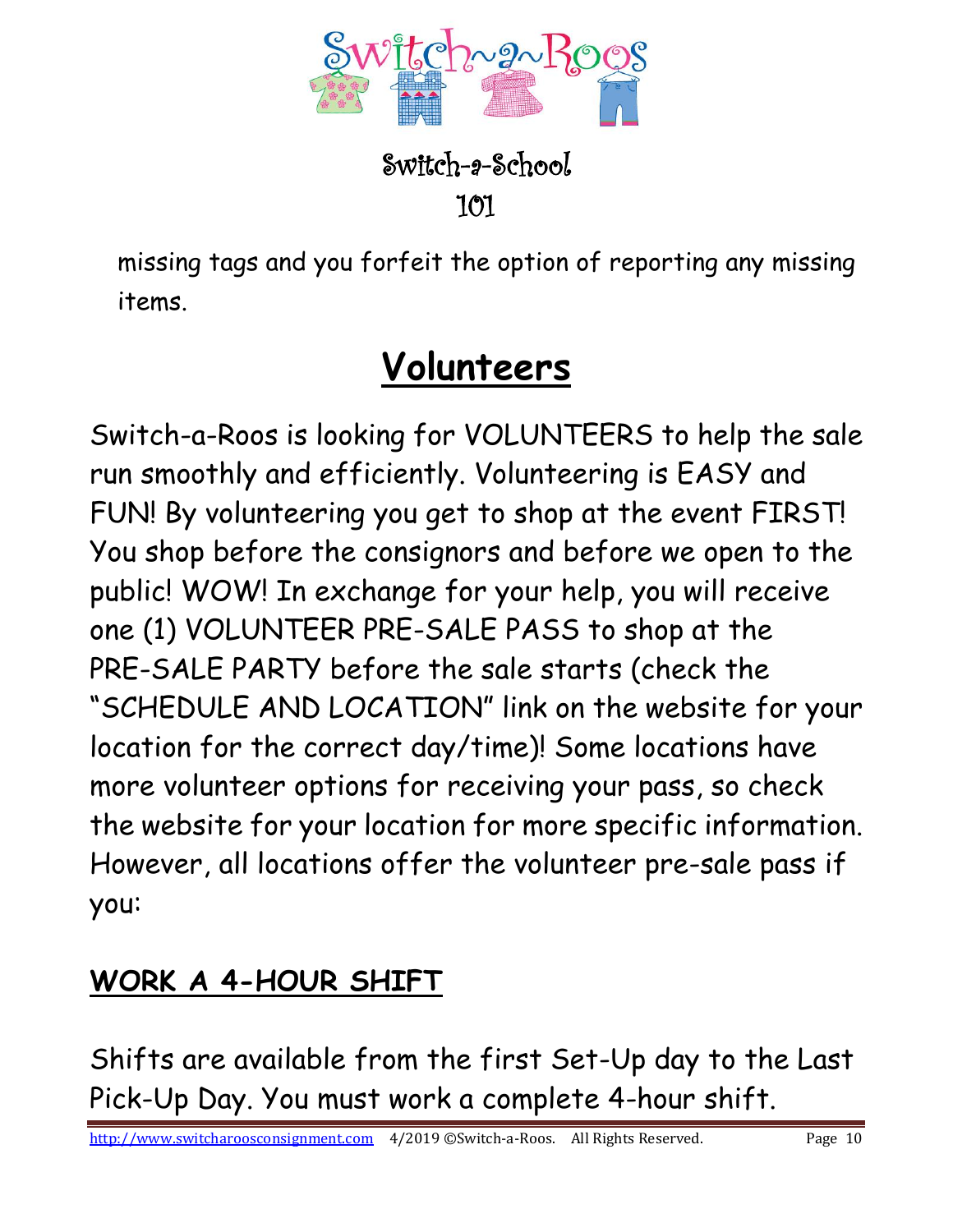missing tags and you forfeit the option of reporting any missing items.

# Volunteers

Switch-a-Roos is looking for VOLUNTEERS to help the sale run smoothly and efficiently. Volunteering is EASY and FUN! By volunteering you get to shop at the event FIRST! You shop before the consignors and before we open to the public! WOW! In exchange for your help, you will receive one (1) VOLUNTEER PRE-SALE PASS to shop at the PRE-SALE PARTY before the sale starts (check the "SCHEDULE AND LOCATION" link on the website for your location for the correct day/time)! Some locations have more volunteer options for receiving your pass, so check the website for your location for more specific information. However, all locations offer the volunteer pre-sale pass if you:

## WORK A 4-HOUR SHIFT

Shifts are available from the first Set-Up day to the Last Pick-Up Day. You must work a complete 4-hour shift.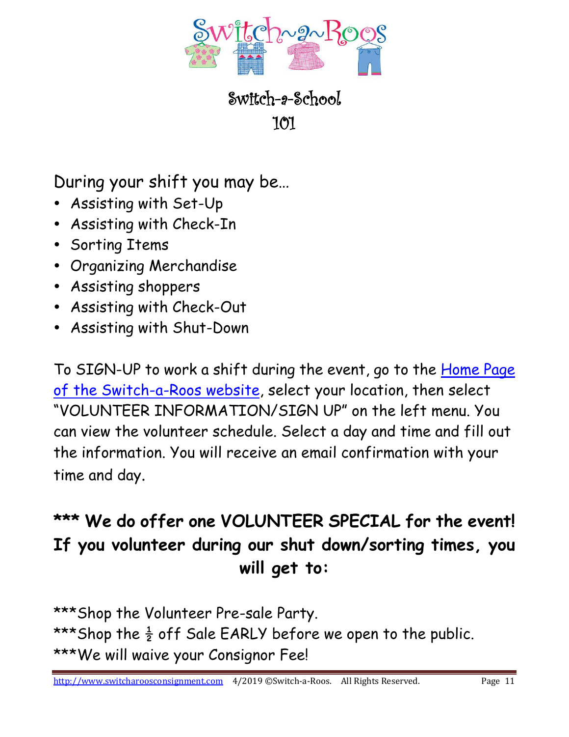# Switch-a-School 101

During your shift you may be…

- Assisting with Set-Up
- Assisting with Check-In
- Sorting Items
- Organizing Merchandise
- Assisting shoppers
- Assisting with Check-Out
- Assisting with Shut-Down

To SIGN-UP to work a shift during the event, go to the [Home Page of the Switch-a-Roos website](http://www.switcharoosconsignment.com), select your location, then select "VOLUNTEER INFORMATION/SIGN UP" on the left menu. You can view the volunteer schedule. Select a day and time and fill out the information. You will receive an email confirmation with your time and day.

**\*\*\* We do offer one VOLUNTEER SPECIAL for the event! If you volunteer during our shut down/sorting times, you will get to:**

***Shop the Volunteer Pre-sale Party.
***Shop the ½ off Sale EARLY before we open to the public.
***We will waive your Consignor Fee!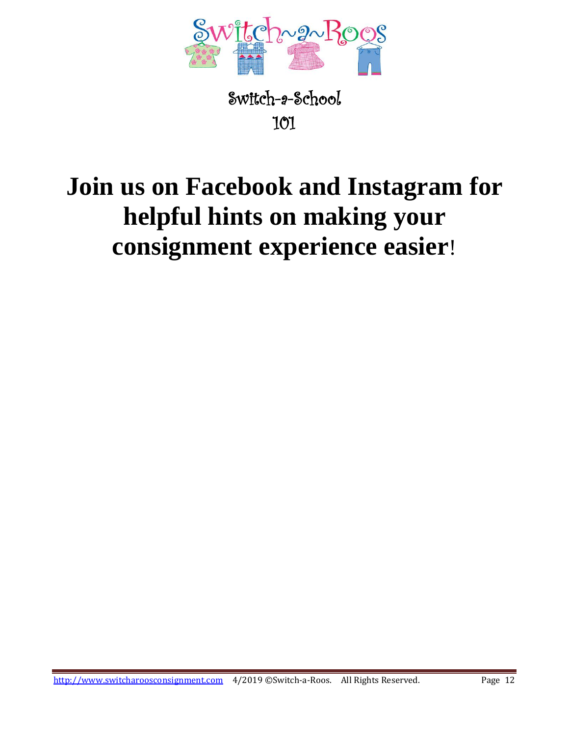Switch-a-School

101

# Join us on Facebook and Instagram for helpful hints on making your consignment experience easier!